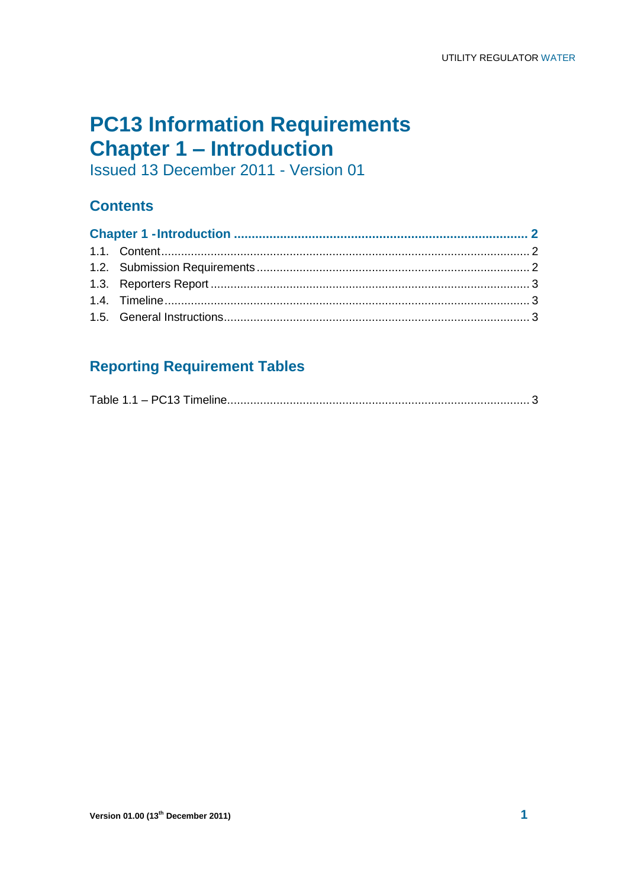# PC13 Information Requirements
# Chapter 1 – Introduction

Issued 13 December 2011 - Version 01

## Contents

**Chapter 1 - Introduction ........................................................................ 2**

1.1. Content ........................................................................................ 2

1.2. Submission Requirements ............................................................ 2

1.3. Reporters Report ........................................................................ 3

1.4. Timeline ...................................................................................... 3

1.5. General Instructions .................................................................... 3

## Reporting Requirement Tables

Table 1.1 – PC13 Timeline ................................................................... 3

**Version 01.00 (13th December 2011)**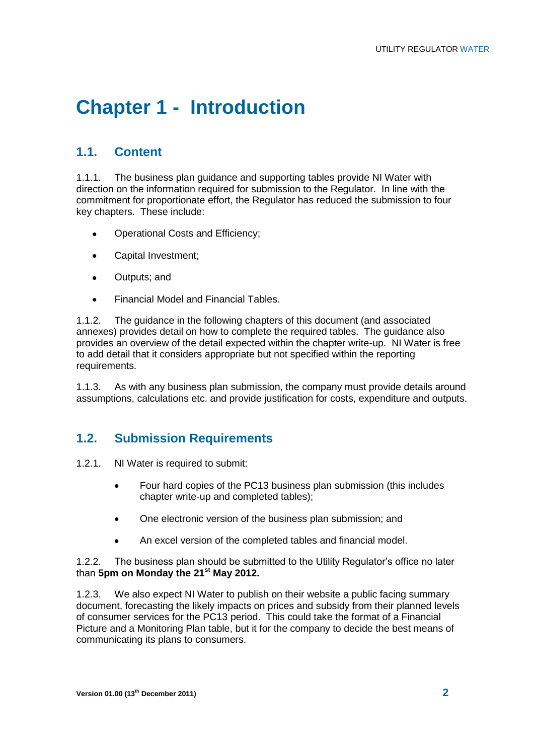# Chapter 1 - Introduction

## 1.1. Content

1.1.1. The business plan guidance and supporting tables provide NI Water with direction on the information required for submission to the Regulator. In line with the commitment for proportionate effort, the Regulator has reduced the submission to four key chapters. These include:

- Operational Costs and Efficiency;
- Capital Investment;
- Outputs; and
- Financial Model and Financial Tables.

1.1.2. The guidance in the following chapters of this document (and associated annexes) provides detail on how to complete the required tables. The guidance also provides an overview of the detail expected within the chapter write-up. NI Water is free to add detail that it considers appropriate but not specified within the reporting requirements.

1.1.3. As with any business plan submission, the company must provide details around assumptions, calculations etc. and provide justification for costs, expenditure and outputs.

## 1.2. Submission Requirements

1.2.1. NI Water is required to submit:

- Four hard copies of the PC13 business plan submission (this includes chapter write-up and completed tables);
- One electronic version of the business plan submission; and
- An excel version of the completed tables and financial model.

1.2.2. The business plan should be submitted to the Utility Regulator's office no later than **5pm on Monday the 21st May 2012.**

1.2.3. We also expect NI Water to publish on their website a public facing summary document, forecasting the likely impacts on prices and subsidy from their planned levels of consumer services for the PC13 period. This could take the format of a Financial Picture and a Monitoring Plan table, but it for the company to decide the best means of communicating its plans to consumers.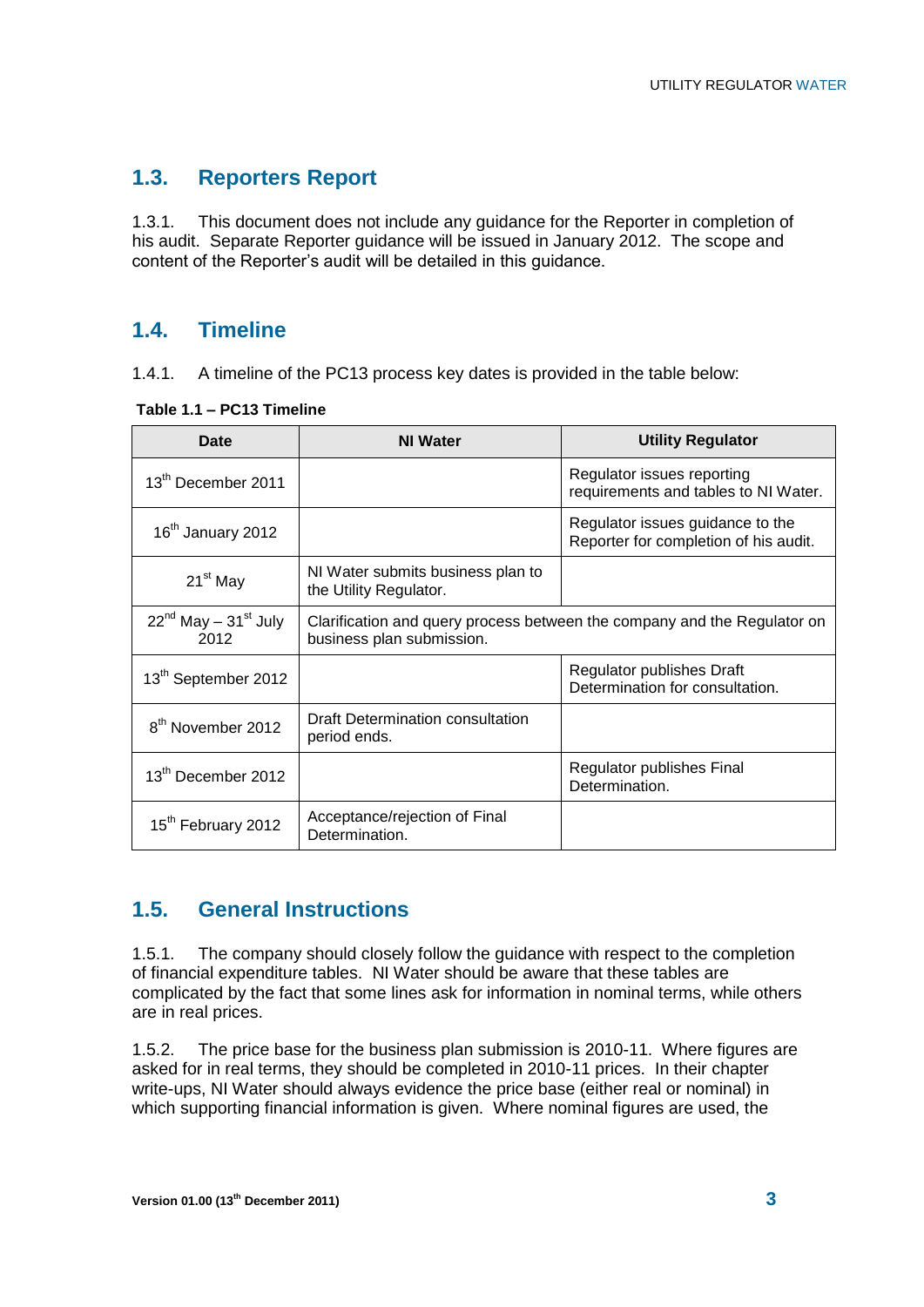## 1.3. Reporters Report

1.3.1. This document does not include any guidance for the Reporter in completion of his audit. Separate Reporter guidance will be issued in January 2012. The scope and content of the Reporter's audit will be detailed in this guidance.

## 1.4. Timeline

1.4.1. A timeline of the PC13 process key dates is provided in the table below:

**Table 1.1 – PC13 Timeline**

| Date | NI Water | Utility Regulator |
|---|---|---|
| 13th December 2011 | | Regulator issues reporting requirements and tables to NI Water. |
| 16th January 2012 | | Regulator issues guidance to the Reporter for completion of his audit. |
| 21st May | NI Water submits business plan to the Utility Regulator. | |
| 22nd May – 31st July 2012 | Clarification and query process between the company and the Regulator on business plan submission. | |
| 13th September 2012 | | Regulator publishes Draft Determination for consultation. |
| 8th November 2012 | Draft Determination consultation period ends. | |
| 13th December 2012 | | Regulator publishes Final Determination. |
| 15th February 2012 | Acceptance/rejection of Final Determination. | |

## 1.5. General Instructions

1.5.1. The company should closely follow the guidance with respect to the completion of financial expenditure tables. NI Water should be aware that these tables are complicated by the fact that some lines ask for information in nominal terms, while others are in real prices.

1.5.2. The price base for the business plan submission is 2010-11. Where figures are asked for in real terms, they should be completed in 2010-11 prices. In their chapter write-ups, NI Water should always evidence the price base (either real or nominal) in which supporting financial information is given. Where nominal figures are used, the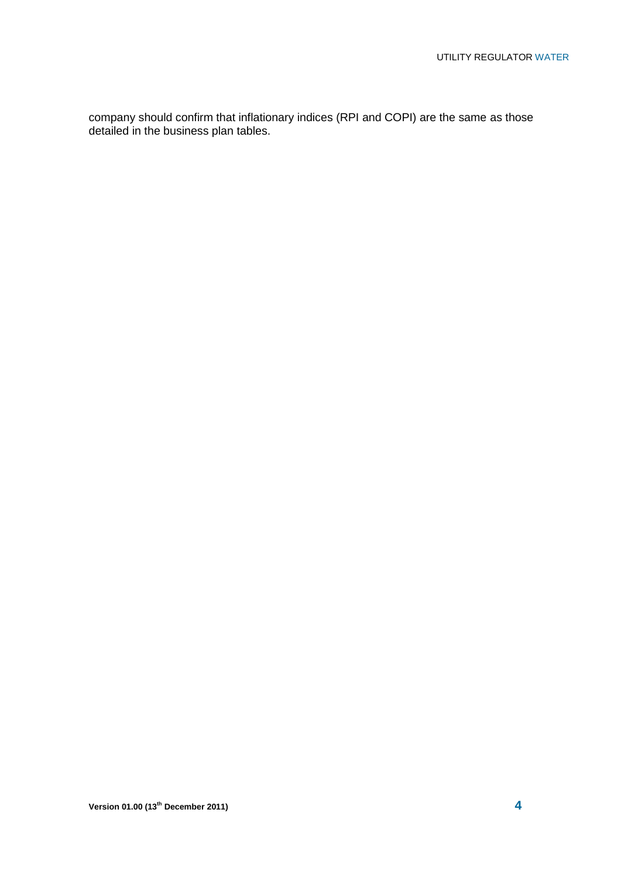company should confirm that inflationary indices (RPI and COPI) are the same as those detailed in the business plan tables.